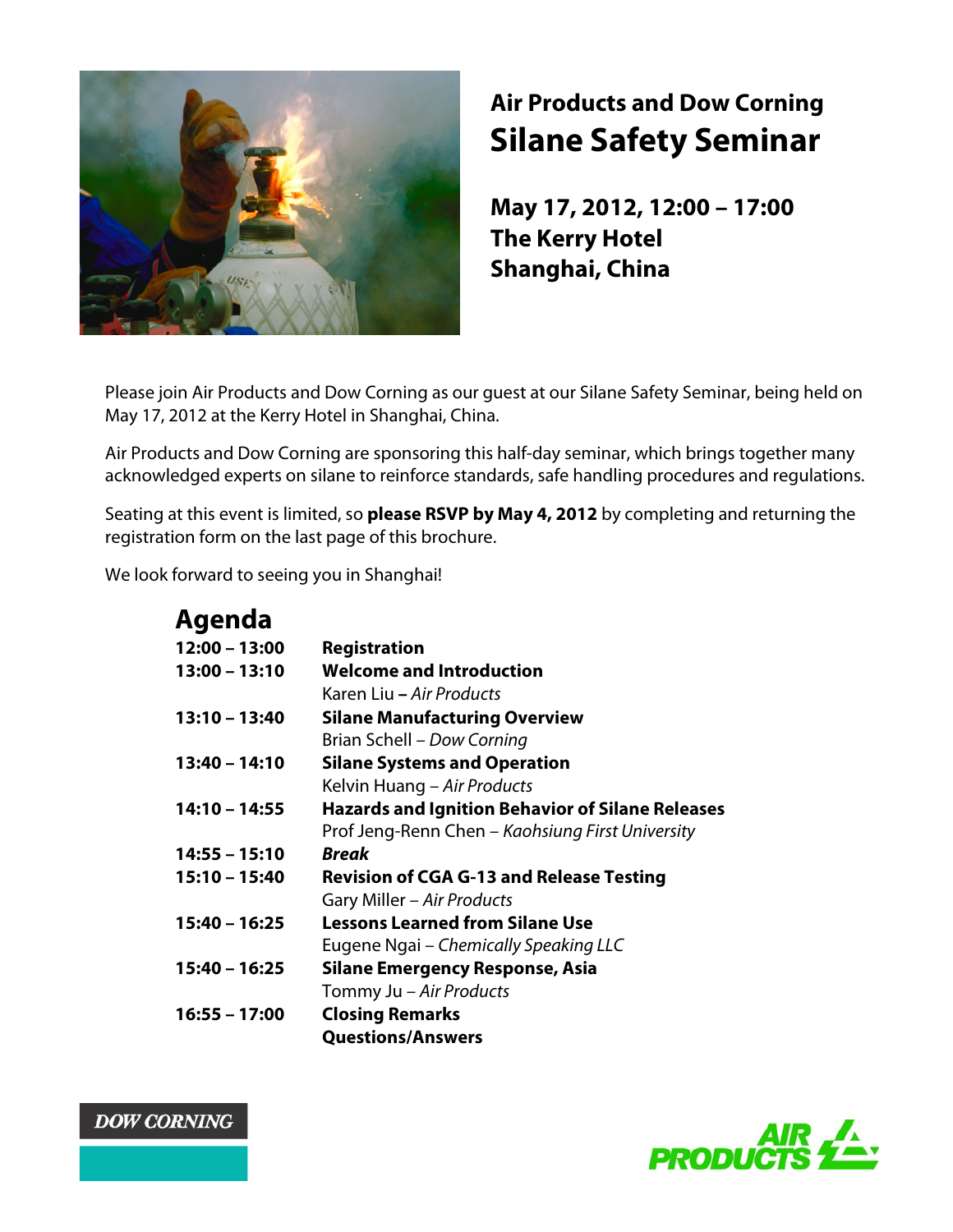# Air Products and Dow Corning

## Silane Safety Seminar

### May 17, 2012, 12:00 – 17:00
### The Kerry Hotel
### Shanghai, China

Please join Air Products and Dow Corning as our guest at our Silane Safety Seminar, being held on May 17, 2012 at the Kerry Hotel in Shanghai, China.

Air Products and Dow Corning are sponsoring this half-day seminar, which brings together many acknowledged experts on silane to reinforce standards, safe handling procedures and regulations.

Seating at this event is limited, so **please RSVP by May 4, 2012** by completing and returning the registration form on the last page of this brochure.

We look forward to seeing you in Shanghai!

## Agenda

| | |
|---|---|
| **12:00 – 13:00** | **Registration** |
| **13:00 – 13:10** | **Welcome and Introduction**<br>Karen Liu **–** *Air Products* |
| **13:10 – 13:40** | **Silane Manufacturing Overview**<br>Brian Schell – *Dow Corning* |
| **13:40 – 14:10** | **Silane Systems and Operation**<br>Kelvin Huang – *Air Products* |
| **14:10 – 14:55** | **Hazards and Ignition Behavior of Silane Releases**<br>Prof Jeng-Renn Chen – *Kaohsiung First University* |
| **14:55 – 15:10** | ***Break*** |
| **15:10 – 15:40** | **Revision of CGA G-13 and Release Testing**<br>Gary Miller – *Air Products* |
| **15:40 – 16:25** | **Lessons Learned from Silane Use**<br>Eugene Ngai – *Chemically Speaking LLC* |
| **15:40 – 16:25** | **Silane Emergency Response, Asia**<br>Tommy Ju – *Air Products* |
| **16:55 – 17:00** | **Closing Remarks**<br>**Questions/Answers** |

DOW CORNING

AIR PRODUCTS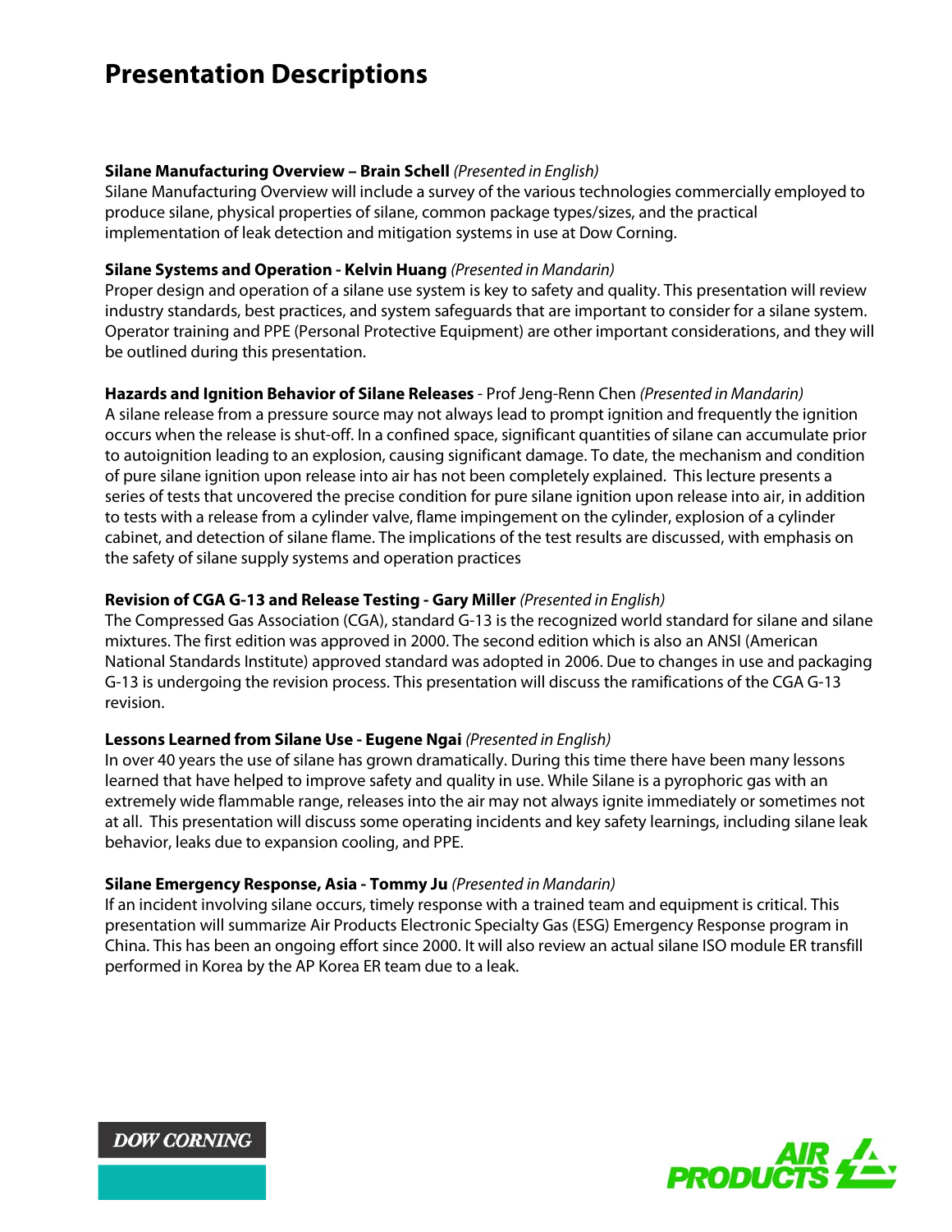# Presentation Descriptions

**Silane Manufacturing Overview – Brain Schell** *(Presented in English)*
Silane Manufacturing Overview will include a survey of the various technologies commercially employed to produce silane, physical properties of silane, common package types/sizes, and the practical implementation of leak detection and mitigation systems in use at Dow Corning.

**Silane Systems and Operation - Kelvin Huang** *(Presented in Mandarin)*
Proper design and operation of a silane use system is key to safety and quality. This presentation will review industry standards, best practices, and system safeguards that are important to consider for a silane system. Operator training and PPE (Personal Protective Equipment) are other important considerations, and they will be outlined during this presentation.

**Hazards and Ignition Behavior of Silane Releases** - Prof Jeng-Renn Chen *(Presented in Mandarin)*
A silane release from a pressure source may not always lead to prompt ignition and frequently the ignition occurs when the release is shut-off. In a confined space, significant quantities of silane can accumulate prior to autoignition leading to an explosion, causing significant damage. To date, the mechanism and condition of pure silane ignition upon release into air has not been completely explained. This lecture presents a series of tests that uncovered the precise condition for pure silane ignition upon release into air, in addition to tests with a release from a cylinder valve, flame impingement on the cylinder, explosion of a cylinder cabinet, and detection of silane flame. The implications of the test results are discussed, with emphasis on the safety of silane supply systems and operation practices

**Revision of CGA G-13 and Release Testing - Gary Miller** *(Presented in English)*
The Compressed Gas Association (CGA), standard G-13 is the recognized world standard for silane and silane mixtures. The first edition was approved in 2000. The second edition which is also an ANSI (American National Standards Institute) approved standard was adopted in 2006. Due to changes in use and packaging G-13 is undergoing the revision process. This presentation will discuss the ramifications of the CGA G-13 revision.

**Lessons Learned from Silane Use - Eugene Ngai** *(Presented in English)*
In over 40 years the use of silane has grown dramatically. During this time there have been many lessons learned that have helped to improve safety and quality in use. While Silane is a pyrophoric gas with an extremely wide flammable range, releases into the air may not always ignite immediately or sometimes not at all. This presentation will discuss some operating incidents and key safety learnings, including silane leak behavior, leaks due to expansion cooling, and PPE.

**Silane Emergency Response, Asia - Tommy Ju** *(Presented in Mandarin)*
If an incident involving silane occurs, timely response with a trained team and equipment is critical. This presentation will summarize Air Products Electronic Specialty Gas (ESG) Emergency Response program in China. This has been an ongoing effort since 2000. It will also review an actual silane ISO module ER transfill performed in Korea by the AP Korea ER team due to a leak.

DOW CORNING

AIR PRODUCTS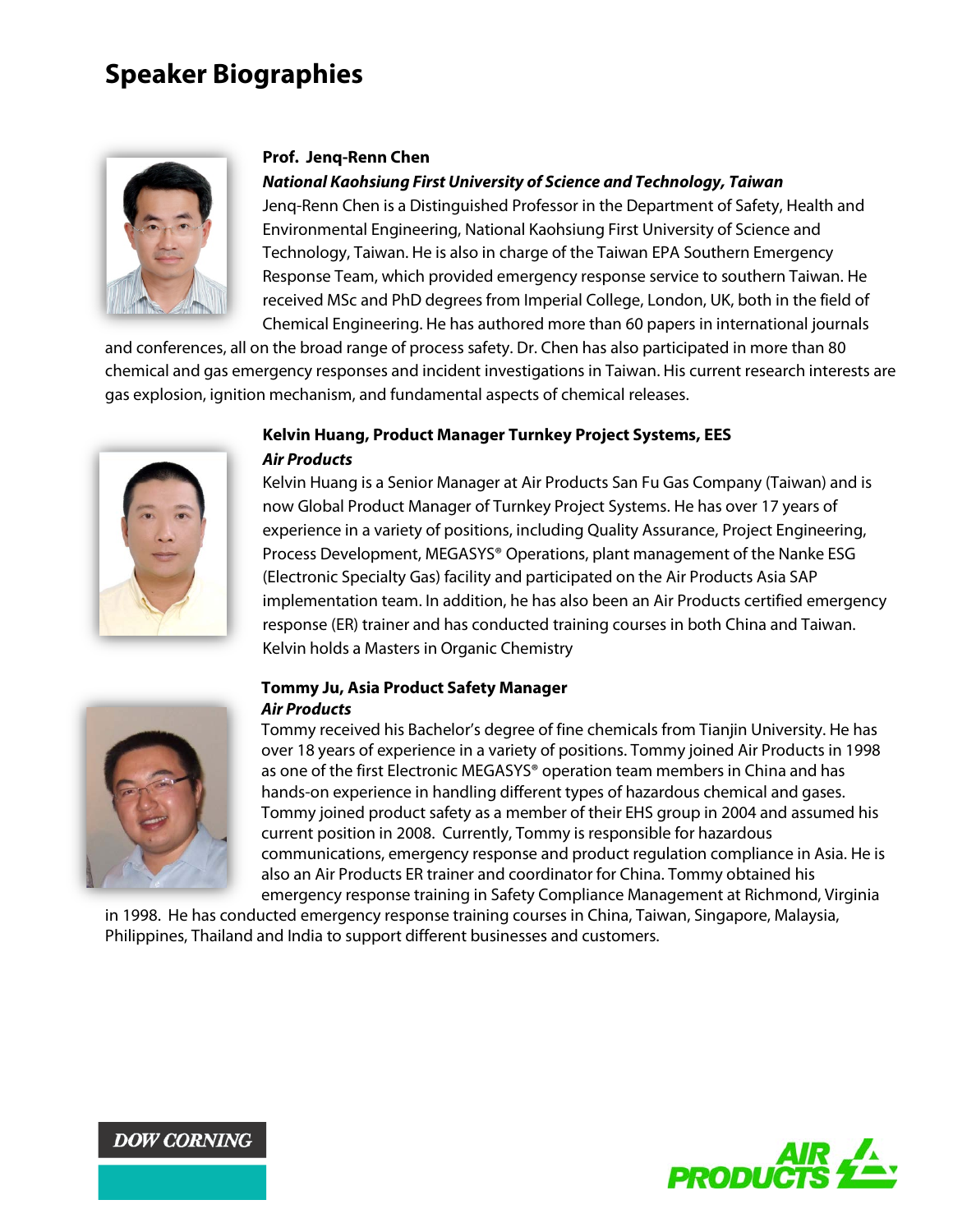# Speaker Biographies

**Prof. Jenq-Renn Chen**

***National Kaohsiung First University of Science and Technology, Taiwan***

Jenq-Renn Chen is a Distinguished Professor in the Department of Safety, Health and Environmental Engineering, National Kaohsiung First University of Science and Technology, Taiwan. He is also in charge of the Taiwan EPA Southern Emergency Response Team, which provided emergency response service to southern Taiwan. He received MSc and PhD degrees from Imperial College, London, UK, both in the field of Chemical Engineering. He has authored more than 60 papers in international journals and conferences, all on the broad range of process safety. Dr. Chen has also participated in more than 80 chemical and gas emergency responses and incident investigations in Taiwan. His current research interests are gas explosion, ignition mechanism, and fundamental aspects of chemical releases.

**Kelvin Huang, Product Manager Turnkey Project Systems, EES**

***Air Products***

Kelvin Huang is a Senior Manager at Air Products San Fu Gas Company (Taiwan) and is now Global Product Manager of Turnkey Project Systems. He has over 17 years of experience in a variety of positions, including Quality Assurance, Project Engineering, Process Development, MEGASYS® Operations, plant management of the Nanke ESG (Electronic Specialty Gas) facility and participated on the Air Products Asia SAP implementation team. In addition, he has also been an Air Products certified emergency response (ER) trainer and has conducted training courses in both China and Taiwan. Kelvin holds a Masters in Organic Chemistry

**Tommy Ju, Asia Product Safety Manager**

***Air Products***

Tommy received his Bachelor's degree of fine chemicals from Tianjin University. He has over 18 years of experience in a variety of positions. Tommy joined Air Products in 1998 as one of the first Electronic MEGASYS® operation team members in China and has hands-on experience in handling different types of hazardous chemical and gases. Tommy joined product safety as a member of their EHS group in 2004 and assumed his current position in 2008. Currently, Tommy is responsible for hazardous communications, emergency response and product regulation compliance in Asia. He is also an Air Products ER trainer and coordinator for China. Tommy obtained his emergency response training in Safety Compliance Management at Richmond, Virginia in 1998. He has conducted emergency response training courses in China, Taiwan, Singapore, Malaysia, Philippines, Thailand and India to support different businesses and customers.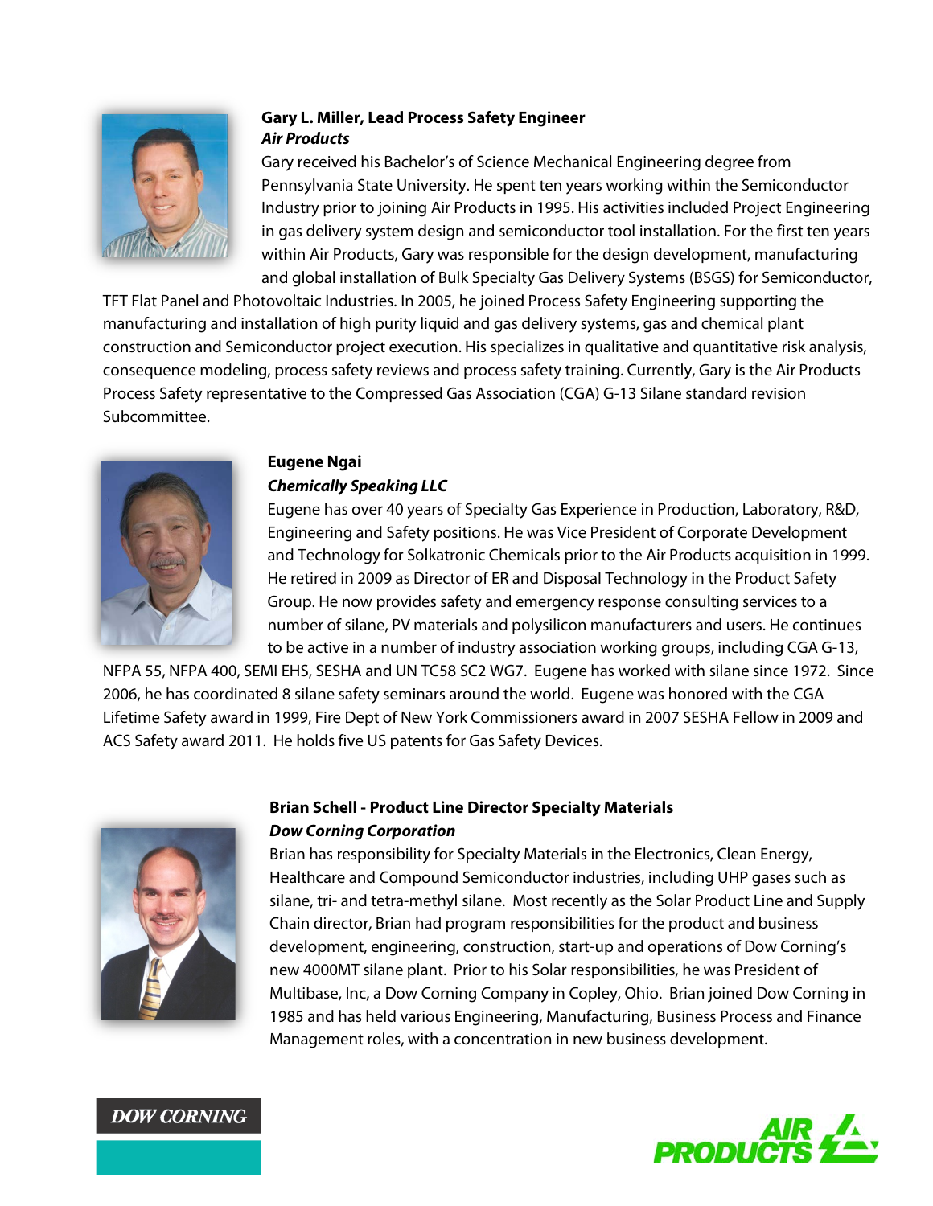**Gary L. Miller, Lead Process Safety Engineer**
***Air Products***

Gary received his Bachelor's of Science Mechanical Engineering degree from Pennsylvania State University. He spent ten years working within the Semiconductor Industry prior to joining Air Products in 1995. His activities included Project Engineering in gas delivery system design and semiconductor tool installation. For the first ten years within Air Products, Gary was responsible for the design development, manufacturing and global installation of Bulk Specialty Gas Delivery Systems (BSGS) for Semiconductor, TFT Flat Panel and Photovoltaic Industries. In 2005, he joined Process Safety Engineering supporting the manufacturing and installation of high purity liquid and gas delivery systems, gas and chemical plant construction and Semiconductor project execution. His specializes in qualitative and quantitative risk analysis, consequence modeling, process safety reviews and process safety training. Currently, Gary is the Air Products Process Safety representative to the Compressed Gas Association (CGA) G-13 Silane standard revision Subcommittee.

**Eugene Ngai**
***Chemically Speaking LLC***

Eugene has over 40 years of Specialty Gas Experience in Production, Laboratory, R&D, Engineering and Safety positions. He was Vice President of Corporate Development and Technology for Solkatronic Chemicals prior to the Air Products acquisition in 1999. He retired in 2009 as Director of ER and Disposal Technology in the Product Safety Group. He now provides safety and emergency response consulting services to a number of silane, PV materials and polysilicon manufacturers and users. He continues to be active in a number of industry association working groups, including CGA G-13, NFPA 55, NFPA 400, SEMI EHS, SESHA and UN TC58 SC2 WG7. Eugene has worked with silane since 1972. Since 2006, he has coordinated 8 silane safety seminars around the world. Eugene was honored with the CGA Lifetime Safety award in 1999, Fire Dept of New York Commissioners award in 2007 SESHA Fellow in 2009 and ACS Safety award 2011. He holds five US patents for Gas Safety Devices.

**Brian Schell - Product Line Director Specialty Materials**
***Dow Corning Corporation***

Brian has responsibility for Specialty Materials in the Electronics, Clean Energy, Healthcare and Compound Semiconductor industries, including UHP gases such as silane, tri- and tetra-methyl silane. Most recently as the Solar Product Line and Supply Chain director, Brian had program responsibilities for the product and business development, engineering, construction, start-up and operations of Dow Corning's new 4000MT silane plant. Prior to his Solar responsibilities, he was President of Multibase, Inc, a Dow Corning Company in Copley, Ohio. Brian joined Dow Corning in 1985 and has held various Engineering, Manufacturing, Business Process and Finance Management roles, with a concentration in new business development.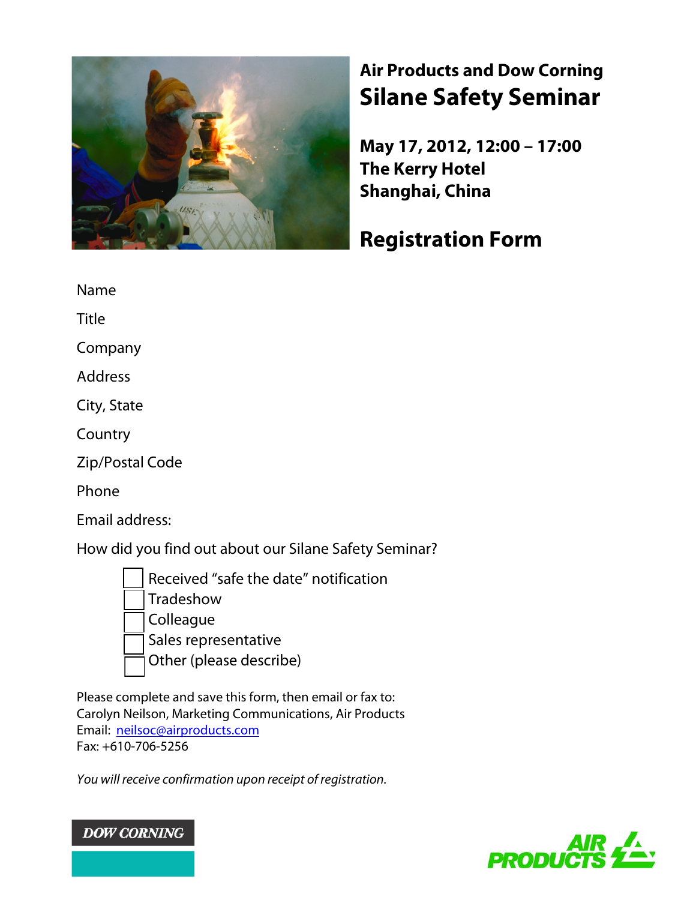**Air Products and Dow Corning**

# Silane Safety Seminar

**May 17, 2012, 12:00 – 17:00**
**The Kerry Hotel**
**Shanghai, China**

## Registration Form

Name

Title

Company

Address

City, State

Country

Zip/Postal Code

Phone

Email address:

How did you find out about our Silane Safety Seminar?

- ☐ Received "safe the date" notification
- ☐ Tradeshow
- ☐ Colleague
- ☐ Sales representative
- ☐ Other (please describe)

Please complete and save this form, then email or fax to:
Carolyn Neilson, Marketing Communications, Air Products
Email: neilsoc@airproducts.com
Fax: +610-706-5256

*You will receive confirmation upon receipt of registration.*

DOW CORNING

AIR PRODUCTS